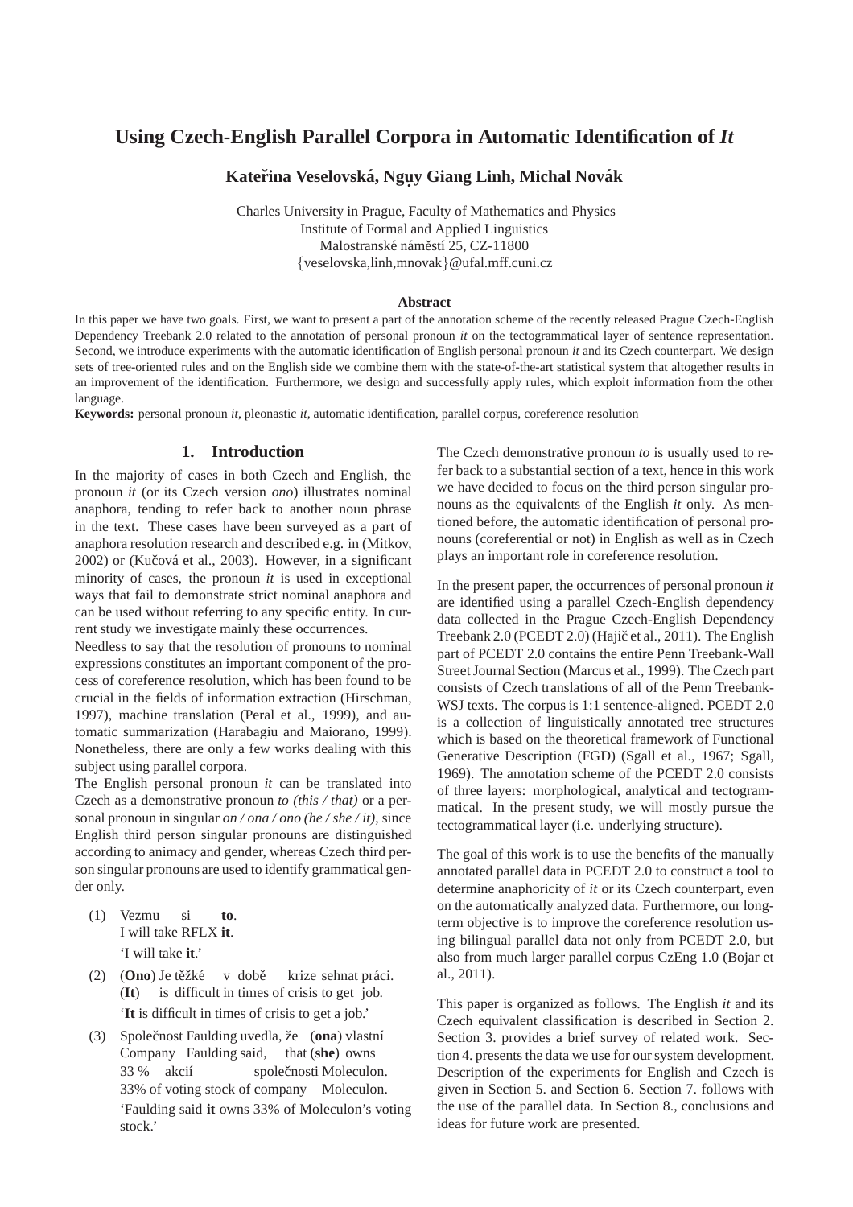# Using Czech-English Parallel Corpora in Automatic Identification of *It*

**Kateřina Veselovská, Nguy Giang Linh, Michal Novák**

Charles University in Prague, Faculty of Mathematics and Physics
Institute of Formal and Applied Linguistics
Malostranské náměstí 25, CZ-11800
{veselovska,linh,mnovak}@ufal.mff.cuni.cz

### Abstract

In this paper we have two goals. First, we want to present a part of the annotation scheme of the recently released Prague Czech-English Dependency Treebank 2.0 related to the annotation of personal pronoun *it* on the tectogrammatical layer of sentence representation. Second, we introduce experiments with the automatic identification of English personal pronoun *it* and its Czech counterpart. We design sets of tree-oriented rules and on the English side we combine them with the state-of-the-art statistical system that altogether results in an improvement of the identification. Furthermore, we design and successfully apply rules, which exploit information from the other language.

**Keywords:** personal pronoun *it*, pleonastic *it*, automatic identification, parallel corpus, coreference resolution

## 1. Introduction

In the majority of cases in both Czech and English, the pronoun *it* (or its Czech version *ono*) illustrates nominal anaphora, tending to refer back to another noun phrase in the text. These cases have been surveyed as a part of anaphora resolution research and described e.g. in (Mitkov, 2002) or (Kučová et al., 2003). However, in a significant minority of cases, the pronoun *it* is used in exceptional ways that fail to demonstrate strict nominal anaphora and can be used without referring to any specific entity. In current study we investigate mainly these occurrences.

Needless to say that the resolution of pronouns to nominal expressions constitutes an important component of the process of coreference resolution, which has been found to be crucial in the fields of information extraction (Hirschman, 1997), machine translation (Peral et al., 1999), and automatic summarization (Harabagiu and Maiorano, 1999). Nonetheless, there are only a few works dealing with this subject using parallel corpora.

The English personal pronoun *it* can be translated into Czech as a demonstrative pronoun *to (this / that)* or a personal pronoun in singular *on / ona / ono (he / she / it)*, since English third person singular pronouns are distinguished according to animacy and gender, whereas Czech third person singular pronouns are used to identify grammatical gender only.

(1) Vezmu si **to**.
I will take RFLX **it**.
'I will take **it**.'

(2) (**Ono**) Je těžké v době krize sehnat práci.
(**It**) is difficult in times of crisis to get job.
'**It** is difficult in times of crisis to get a job.'

(3) Společnost Faulding uvedla, že (**ona**) vlastní 33 % akcií společnosti Moleculon.
Company Faulding said, that (**she**) owns 33% of voting stock of company Moleculon.
'Faulding said **it** owns 33% of Moleculon's voting stock.'

The Czech demonstrative pronoun *to* is usually used to refer back to a substantial section of a text, hence in this work we have decided to focus on the third person singular pronouns as the equivalents of the English *it* only. As mentioned before, the automatic identification of personal pronouns (coreferential or not) in English as well as in Czech plays an important role in coreference resolution.

In the present paper, the occurrences of personal pronoun *it* are identified using a parallel Czech-English dependency data collected in the Prague Czech-English Dependency Treebank 2.0 (PCEDT 2.0) (Hajič et al., 2011). The English part of PCEDT 2.0 contains the entire Penn Treebank-Wall Street Journal Section (Marcus et al., 1999). The Czech part consists of Czech translations of all of the Penn Treebank-WSJ texts. The corpus is 1:1 sentence-aligned. PCEDT 2.0 is a collection of linguistically annotated tree structures which is based on the theoretical framework of Functional Generative Description (FGD) (Sgall et al., 1967; Sgall, 1969). The annotation scheme of the PCEDT 2.0 consists of three layers: morphological, analytical and tectogrammatical. In the present study, we will mostly pursue the tectogrammatical layer (i.e. underlying structure).

The goal of this work is to use the benefits of the manually annotated parallel data in PCEDT 2.0 to construct a tool to determine anaphoricity of *it* or its Czech counterpart, even on the automatically analyzed data. Furthermore, our long-term objective is to improve the coreference resolution using bilingual parallel data not only from PCEDT 2.0, but also from much larger parallel corpus CzEng 1.0 (Bojar et al., 2011).

This paper is organized as follows. The English *it* and its Czech equivalent classification is described in Section 2. Section 3. provides a brief survey of related work. Section 4. presents the data we use for our system development. Description of the experiments for English and Czech is given in Section 5. and Section 6. Section 7. follows with the use of the parallel data. In Section 8., conclusions and ideas for future work are presented.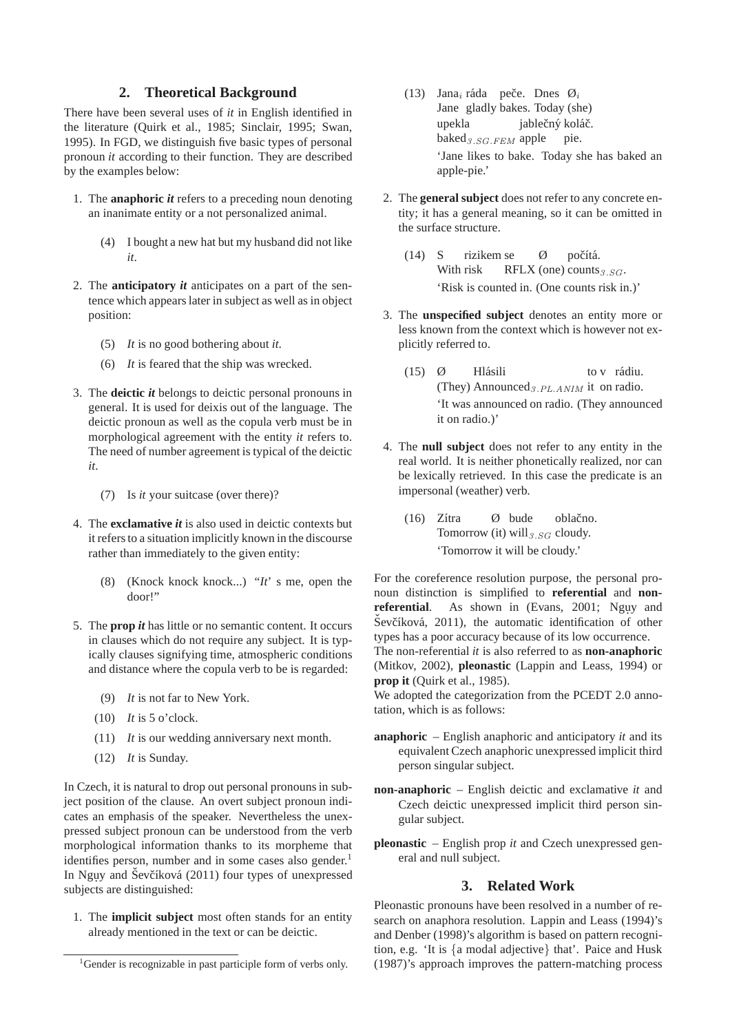## 2. Theoretical Background

There have been several uses of *it* in English identified in the literature (Quirk et al., 1985; Sinclair, 1995; Swan, 1995). In FGD, we distinguish five basic types of personal pronoun *it* according to their function. They are described by the examples below:

1. The ***anaphoric it*** refers to a preceding noun denoting an inanimate entity or a not personalized animal.

   (4) I bought a new hat but my husband did not like *it*.

2. The ***anticipatory it*** anticipates on a part of the sentence which appears later in subject as well as in object position:

   (5) *It* is no good bothering about *it*.

   (6) *It* is feared that the ship was wrecked.

3. The ***deictic it*** belongs to deictic personal pronouns in general. It is used for deixis out of the language. The deictic pronoun as well as the copula verb must be in morphological agreement with the entity *it* refers to. The need of number agreement is typical of the deictic *it*.

   (7) Is *it* your suitcase (over there)?

4. The ***exclamative it*** is also used in deictic contexts but it refers to a situation implicitly known in the discourse rather than immediately to the given entity:

   (8) (Knock knock knock...) "*It*' s me, open the door!"

5. The ***prop it*** has little or no semantic content. It occurs in clauses which do not require any subject. It is typically clauses signifying time, atmospheric conditions and distance where the copula verb to be is regarded:

   (9) *It* is not far to New York.

   (10) *It* is 5 o'clock.

   (11) *It* is our wedding anniversary next month.

   (12) *It* is Sunday.

In Czech, it is natural to drop out personal pronouns in subject position of the clause. An overt subject pronoun indicates an emphasis of the speaker. Nevertheless the unexpressed subject pronoun can be understood from the verb morphological information thanks to its morpheme that identifies person, number and in some cases also gender.[1] In Nguy and Ševčíková (2011) four types of unexpressed subjects are distinguished:

1. The **implicit subject** most often stands for an entity already mentioned in the text or can be deictic.

   (13) Jana$_i$ ráda peče. Dnes Ø$_i$ upekla jablečný koláč.
   Jane gladly bakes. Today (she) baked$_{3.SG.FEM}$ apple pie.
   'Jane likes to bake. Today she has baked an apple-pie.'

2. The **general subject** does not refer to any concrete entity; it has a general meaning, so it can be omitted in the surface structure.

   (14) S rizikem se Ø počítá.
   With risk RFLX (one) counts$_{3.SG}$.
   'Risk is counted in. (One counts risk in.)'

3. The **unspecified subject** denotes an entity more or less known from the context which is however not explicitly referred to.

   (15) Ø Hlásili to v rádiu.
   (They) Announced$_{3.PL.ANIM}$ it on radio.
   'It was announced on radio. (They announced it on radio.)'

4. The **null subject** does not refer to any entity in the real world. It is neither phonetically realized, nor can be lexically retrieved. In this case the predicate is an impersonal (weather) verb.

   (16) Zítra Ø bude oblačno.
   Tomorrow (it) will$_{3.SG}$ cloudy.
   'Tomorrow it will be cloudy.'

For the coreference resolution purpose, the personal pronoun distinction is simplified to **referential** and **non-referential**. As shown in (Evans, 2001; Nguy and Ševčíková, 2011), the automatic identification of other types has a poor accuracy because of its low occurrence.

The non-referential *it* is also referred to as **non-anaphoric** (Mitkov, 2002), **pleonastic** (Lappin and Leass, 1994) or **prop it** (Quirk et al., 1985).

We adopted the categorization from the PCEDT 2.0 annotation, which is as follows:

**anaphoric** – English anaphoric and anticipatory *it* and its equivalent Czech anaphoric unexpressed implicit third person singular subject.

**non-anaphoric** – English deictic and exclamative *it* and Czech deictic unexpressed implicit third person singular subject.

**pleonastic** – English prop *it* and Czech unexpressed general and null subject.

## 3. Related Work

Pleonastic pronouns have been resolved in a number of research on anaphora resolution. Lappin and Leass (1994)'s and Denber (1998)'s algorithm is based on pattern recognition, e.g. 'It is {a modal adjective} that'. Paice and Husk (1987)'s approach improves the pattern-matching process

[1] Gender is recognizable in past participle form of verbs only.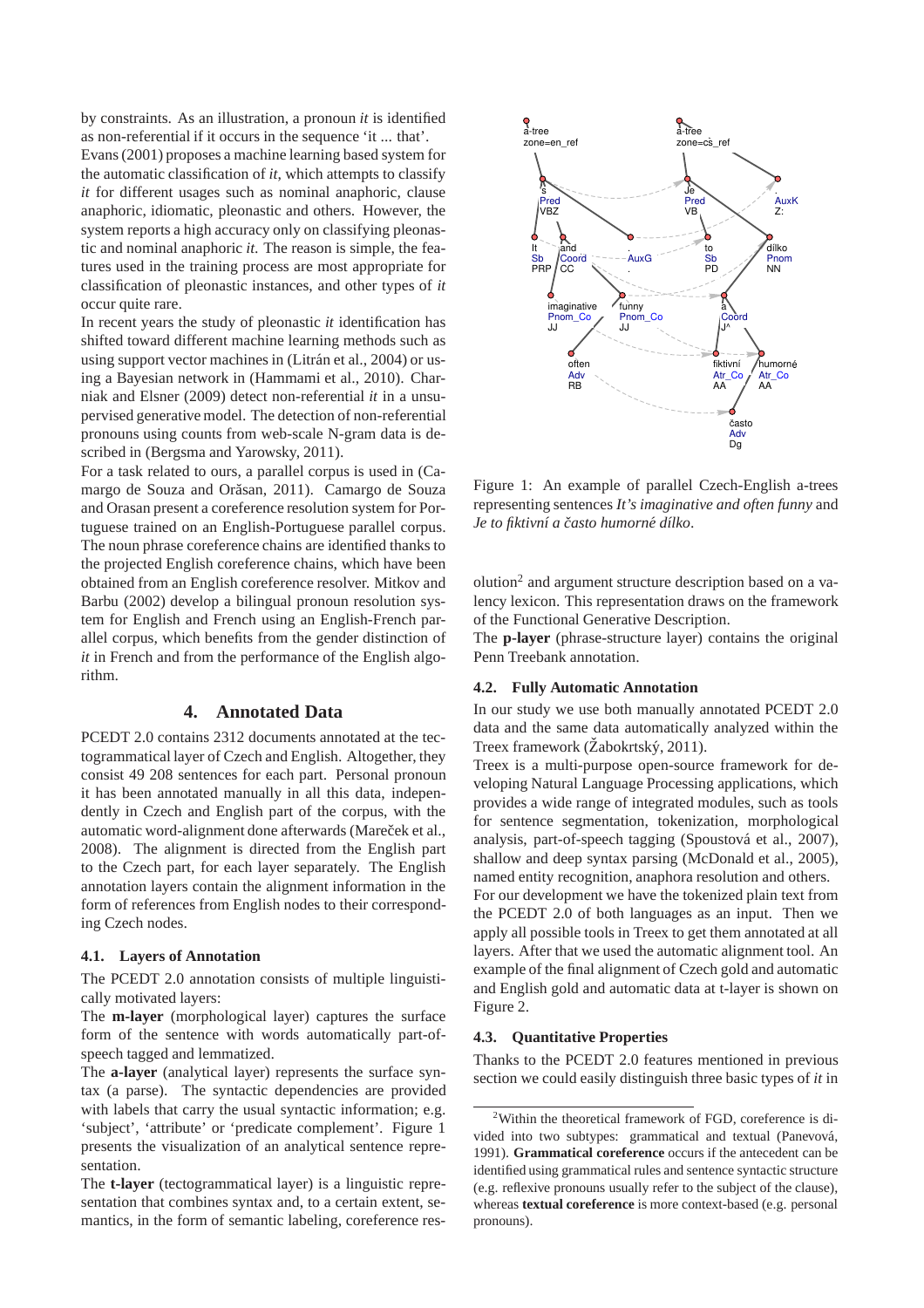by constraints. As an illustration, a pronoun *it* is identified as non-referential if it occurs in the sequence 'it ... that'.

Evans (2001) proposes a machine learning based system for the automatic classification of *it*, which attempts to classify *it* for different usages such as nominal anaphoric, clause anaphoric, idiomatic, pleonastic and others. However, the system reports a high accuracy only on classifying pleonastic and nominal anaphoric *it*. The reason is simple, the features used in the training process are most appropriate for classification of pleonastic instances, and other types of *it* occur quite rare.

In recent years the study of pleonastic *it* identification has shifted toward different machine learning methods such as using support vector machines in (Litrán et al., 2004) or using a Bayesian network in (Hammami et al., 2010). Charniak and Elsner (2009) detect non-referential *it* in a unsupervised generative model. The detection of non-referential pronouns using counts from web-scale N-gram data is described in (Bergsma and Yarowsky, 2011).

For a task related to ours, a parallel corpus is used in (Camargo de Souza and Orăsan, 2011). Camargo de Souza and Orasan present a coreference resolution system for Portuguese trained on an English-Portuguese parallel corpus. The noun phrase coreference chains are identified thanks to the projected English coreference chains, which have been obtained from an English coreference resolver. Mitkov and Barbu (2002) develop a bilingual pronoun resolution system for English and French using an English-French parallel corpus, which benefits from the gender distinction of *it* in French and from the performance of the English algorithm.

## 4. Annotated Data

PCEDT 2.0 contains 2312 documents annotated at the tectogrammatical layer of Czech and English. Altogether, they consist 49 208 sentences for each part. Personal pronoun it has been annotated manually in all this data, independently in Czech and English part of the corpus, with the automatic word-alignment done afterwards (Mareček et al., 2008). The alignment is directed from the English part to the Czech part, for each layer separately. The English annotation layers contain the alignment information in the form of references from English nodes to their corresponding Czech nodes.

### 4.1. Layers of Annotation

The PCEDT 2.0 annotation consists of multiple linguistically motivated layers:

The **m-layer** (morphological layer) captures the surface form of the sentence with words automatically part-of-speech tagged and lemmatized.

The **a-layer** (analytical layer) represents the surface syntax (a parse). The syntactic dependencies are provided with labels that carry the usual syntactic information; e.g. 'subject', 'attribute' or 'predicate complement'. Figure 1 presents the visualization of an analytical sentence representation.

The **t-layer** (tectogrammatical layer) is a linguistic representation that combines syntax and, to a certain extent, semantics, in the form of semantic labeling, coreference resolution[2] and argument structure description based on a valency lexicon. This representation draws on the framework of the Functional Generative Description.

Figure 1: An example of parallel Czech-English a-trees representing sentences *It's imaginative and often funny* and *Je to fiktivní a často humorné dílko*.

The **p-layer** (phrase-structure layer) contains the original Penn Treebank annotation.

### 4.2. Fully Automatic Annotation

In our study we use both manually annotated PCEDT 2.0 data and the same data automatically analyzed within the Treex framework (Žabokrtský, 2011).

Treex is a multi-purpose open-source framework for developing Natural Language Processing applications, which provides a wide range of integrated modules, such as tools for sentence segmentation, tokenization, morphological analysis, part-of-speech tagging (Spoustová et al., 2007), shallow and deep syntax parsing (McDonald et al., 2005), named entity recognition, anaphora resolution and others.

For our development we have the tokenized plain text from the PCEDT 2.0 of both languages as an input. Then we apply all possible tools in Treex to get them annotated at all layers. After that we used the automatic alignment tool. An example of the final alignment of Czech gold and automatic and English gold and automatic data at t-layer is shown on Figure 2.

### 4.3. Quantitative Properties

Thanks to the PCEDT 2.0 features mentioned in previous section we could easily distinguish three basic types of *it* in

[2] Within the theoretical framework of FGD, coreference is divided into two subtypes: grammatical and textual (Panevová, 1991). **Grammatical coreference** occurs if the antecedent can be identified using grammatical rules and sentence syntactic structure (e.g. reflexive pronouns usually refer to the subject of the clause), whereas **textual coreference** is more context-based (e.g. personal pronouns).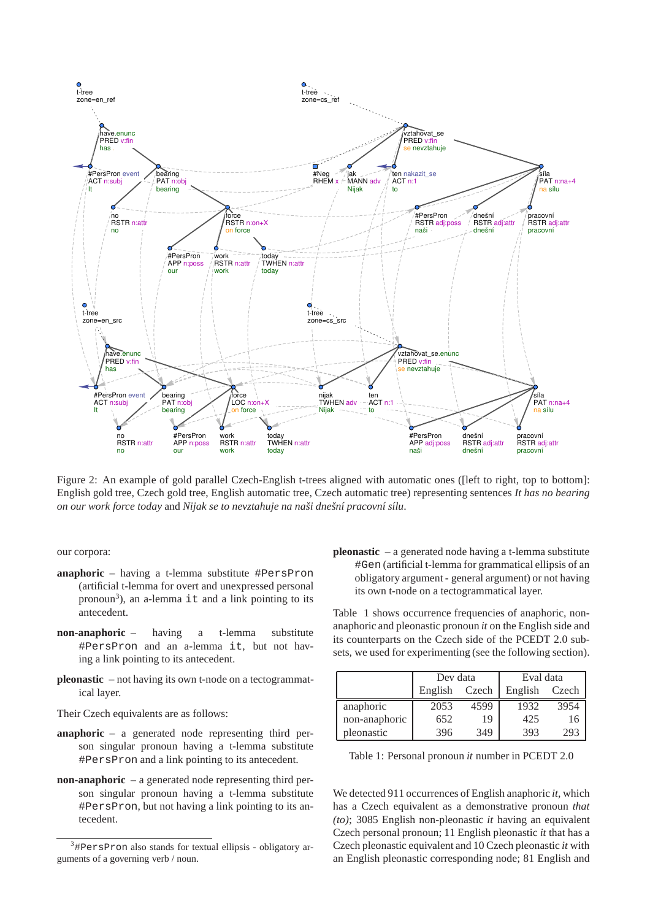Figure 2: An example of gold parallel Czech-English t-trees aligned with automatic ones ([left to right, top to bottom]: English gold tree, Czech gold tree, English automatic tree, Czech automatic tree) representing sentences *It has no bearing on our work force today* and *Nijak se to nevztahuje na naši dnešní pracovní sílu*.

our corpora:

**anaphoric** – having a t-lemma substitute `#PersPron` (artificial t-lemma for overt and unexpressed personal pronoun[3]), an a-lemma `it` and a link pointing to its antecedent.

**non-anaphoric** – having a t-lemma substitute `#PersPron` and an a-lemma `it`, but not having a link pointing to its antecedent.

**pleonastic** – not having its own t-node on a tectogrammatical layer.

Their Czech equivalents are as follows:

**anaphoric** – a generated node representing third person singular pronoun having a t-lemma substitute `#PersPron` and a link pointing to its antecedent.

**non-anaphoric** – a generated node representing third person singular pronoun having a t-lemma substitute `#PersPron`, but not having a link pointing to its antecedent.

**pleonastic** – a generated node having a t-lemma substitute `#Gen` (artificial t-lemma for grammatical ellipsis of an obligatory argument - general argument) or not having its own t-node on a tectogrammatical layer.

Table 1 shows occurrence frequencies of anaphoric, non-anaphoric and pleonastic pronoun *it* on the English side and its counterparts on the Czech side of the PCEDT 2.0 subsets, we used for experimenting (see the following section).

| | Dev data | | Eval data | |
|---|---|---|---|---|
| | English | Czech | English | Czech |
| anaphoric | 2053 | 4599 | 1932 | 3954 |
| non-anaphoric | 652 | 19 | 425 | 16 |
| pleonastic | 396 | 349 | 393 | 293 |

Table 1: Personal pronoun *it* number in PCEDT 2.0

We detected 911 occurrences of English anaphoric *it*, which has a Czech equivalent as a demonstrative pronoun *that (to)*; 3085 English non-pleonastic *it* having an equivalent Czech personal pronoun; 11 English pleonastic *it* that has a Czech pleonastic equivalent and 10 Czech pleonastic *it* with an English pleonastic corresponding node; 81 English and

[3] `#PersPron` also stands for textual ellipsis - obligatory arguments of a governing verb / noun.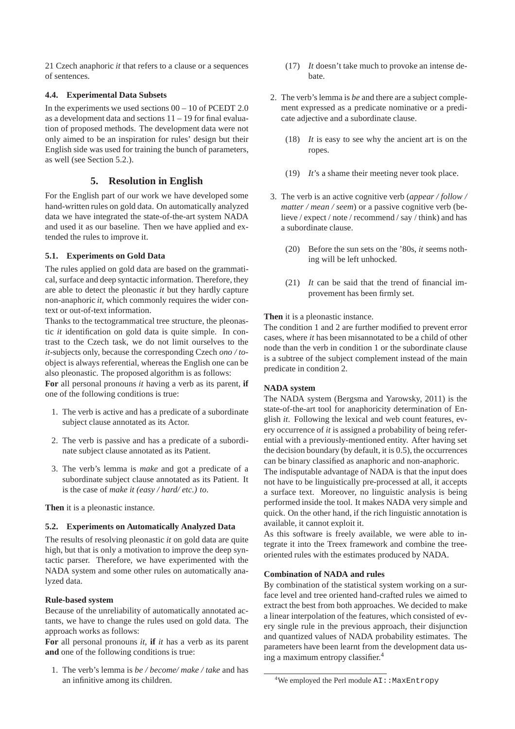21 Czech anaphoric *it* that refers to a clause or a sequences of sentences.

### 4.4. Experimental Data Subsets

In the experiments we used sections 00 – 10 of PCEDT 2.0 as a development data and sections 11 – 19 for final evaluation of proposed methods. The development data were not only aimed to be an inspiration for rules' design but their English side was used for training the bunch of parameters, as well (see Section 5.2.).

## 5. Resolution in English

For the English part of our work we have developed some hand-written rules on gold data. On automatically analyzed data we have integrated the state-of-the-art system NADA and used it as our baseline. Then we have applied and extended the rules to improve it.

### 5.1. Experiments on Gold Data

The rules applied on gold data are based on the grammatical, surface and deep syntactic information. Therefore, they are able to detect the pleonastic *it* but they hardly capture non-anaphoric *it*, which commonly requires the wider context or out-of-text information.

Thanks to the tectogrammatical tree structure, the pleonastic *it* identification on gold data is quite simple. In contrast to the Czech task, we do not limit ourselves to the *it*-subjects only, because the corresponding Czech *ono / to*-object is always referential, whereas the English one can be also pleonastic. The proposed algorithm is as follows:

**For** all personal pronouns *it* having a verb as its parent, **if** one of the following conditions is true:

1. The verb is active and has a predicate of a subordinate subject clause annotated as its Actor.
2. The verb is passive and has a predicate of a subordinate subject clause annotated as its Patient.
3. The verb's lemma is *make* and got a predicate of a subordinate subject clause annotated as its Patient. It is the case of *make it (easy / hard/ etc.) to*.

**Then** it is a pleonastic instance.

### 5.2. Experiments on Automatically Analyzed Data

The results of resolving pleonastic *it* on gold data are quite high, but that is only a motivation to improve the deep syntactic parser. Therefore, we have experimented with the NADA system and some other rules on automatically analyzed data.

**Rule-based system**

Because of the unreliability of automatically annotated actants, we have to change the rules used on gold data. The approach works as follows:

**For** all personal pronouns *it*, **if** *it* has a verb as its parent **and** one of the following conditions is true:

1. The verb's lemma is *be / become/ make / take* and has an infinitive among its children.

   (17) *It* doesn't take much to provoke an intense debate.

2. The verb's lemma is *be* and there are a subject complement expressed as a predicate nominative or a predicate adjective and a subordinate clause.

   (18) *It* is easy to see why the ancient art is on the ropes.

   (19) *It*'s a shame their meeting never took place.

3. The verb is an active cognitive verb (*appear / follow / matter / mean / seem*) or a passive cognitive verb (believe / expect / note / recommend / say / think) and has a subordinate clause.

   (20) Before the sun sets on the '80s, *it* seems nothing will be left unhocked.

   (21) *It* can be said that the trend of financial improvement has been firmly set.

**Then** it is a pleonastic instance.

The condition 1 and 2 are further modified to prevent error cases, where *it* has been misannotated to be a child of other node than the verb in condition 1 or the subordinate clause is a subtree of the subject complement instead of the main predicate in condition 2.

**NADA system**

The NADA system (Bergsma and Yarowsky, 2011) is the state-of-the-art tool for anaphoricity determination of English *it*. Following the lexical and web count features, every occurrence of *it* is assigned a probability of being referential with a previously-mentioned entity. After having set the decision boundary (by default, it is 0.5), the occurrences can be binary classified as anaphoric and non-anaphoric.

The indisputable advantage of NADA is that the input does not have to be linguistically pre-processed at all, it accepts a surface text. Moreover, no linguistic analysis is being performed inside the tool. It makes NADA very simple and quick. On the other hand, if the rich linguistic annotation is available, it cannot exploit it.

As this software is freely available, we were able to integrate it into the Treex framework and combine the tree-oriented rules with the estimates produced by NADA.

**Combination of NADA and rules**

By combination of the statistical system working on a surface level and tree oriented hand-crafted rules we aimed to extract the best from both approaches. We decided to make a linear interpolation of the features, which consisted of every single rule in the previous approach, their disjunction and quantized values of NADA probability estimates. The parameters have been learnt from the development data using a maximum entropy classifier.[4]

[4]We employed the Perl module `AI::MaxEntropy`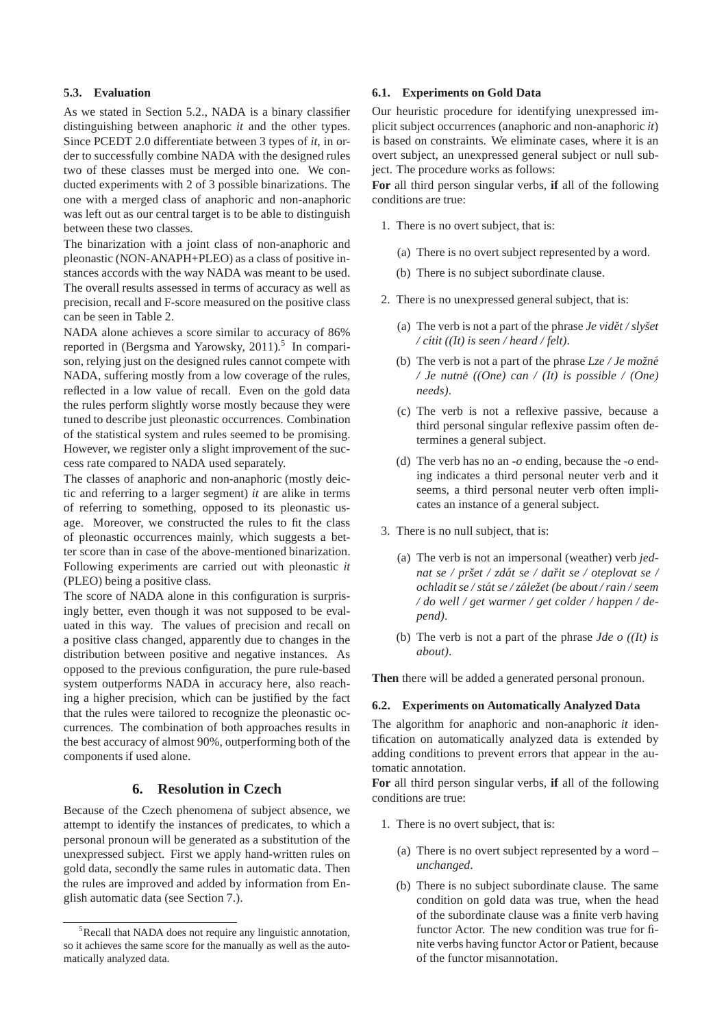### 5.3. Evaluation

As we stated in Section 5.2., NADA is a binary classifier distinguishing between anaphoric *it* and the other types. Since PCEDT 2.0 differentiate between 3 types of *it*, in order to successfully combine NADA with the designed rules two of these classes must be merged into one. We conducted experiments with 2 of 3 possible binarizations. The one with a merged class of anaphoric and non-anaphoric was left out as our central target is to be able to distinguish between these two classes.

The binarization with a joint class of non-anaphoric and pleonastic (NON-ANAPH+PLEO) as a class of positive instances accords with the way NADA was meant to be used. The overall results assessed in terms of accuracy as well as precision, recall and F-score measured on the positive class can be seen in Table 2.

NADA alone achieves a score similar to accuracy of 86% reported in (Bergsma and Yarowsky, 2011).[5] In comparison, relying just on the designed rules cannot compete with NADA, suffering mostly from a low coverage of the rules, reflected in a low value of recall. Even on the gold data the rules perform slightly worse mostly because they were tuned to describe just pleonastic occurrences. Combination of the statistical system and rules seemed to be promising. However, we register only a slight improvement of the success rate compared to NADA used separately.

The classes of anaphoric and non-anaphoric (mostly deictic and referring to a larger segment) *it* are alike in terms of referring to something, opposed to its pleonastic usage. Moreover, we constructed the rules to fit the class of pleonastic occurrences mainly, which suggests a better score than in case of the above-mentioned binarization. Following experiments are carried out with pleonastic *it* (PLEO) being a positive class.

The score of NADA alone in this configuration is surprisingly better, even though it was not supposed to be evaluated in this way. The values of precision and recall on a positive class changed, apparently due to changes in the distribution between positive and negative instances. As opposed to the previous configuration, the pure rule-based system outperforms NADA in accuracy here, also reaching a higher precision, which can be justified by the fact that the rules were tailored to recognize the pleonastic occurrences. The combination of both approaches results in the best accuracy of almost 90%, outperforming both of the components if used alone.

## 6. Resolution in Czech

Because of the Czech phenomena of subject absence, we attempt to identify the instances of predicates, to which a personal pronoun will be generated as a substitution of the unexpressed subject. First we apply hand-written rules on gold data, secondly the same rules in automatic data. Then the rules are improved and added by information from English automatic data (see Section 7.).

[5] Recall that NADA does not require any linguistic annotation, so it achieves the same score for the manually as well as the automatically analyzed data.

### 6.1. Experiments on Gold Data

Our heuristic procedure for identifying unexpressed implicit subject occurrences (anaphoric and non-anaphoric *it*) is based on constraints. We eliminate cases, where it is an overt subject, an unexpressed general subject or null subject. The procedure works as follows:

**For** all third person singular verbs, **if** all of the following conditions are true:

1. There is no overt subject, that is:
   (a) There is no overt subject represented by a word.
   (b) There is no subject subordinate clause.
2. There is no unexpressed general subject, that is:
   (a) The verb is not a part of the phrase *Je vidět / slyšet / cítit ((It) is seen / heard / felt)*.
   (b) The verb is not a part of the phrase *Lze / Je možné / Je nutné ((One) can / (It) is possible / (One) needs)*.
   (c) The verb is not a reflexive passive, because a third personal singular reflexive passim often determines a general subject.
   (d) The verb has no an *-o* ending, because the *-o* ending indicates a third personal neuter verb and it seems, a third personal neuter verb often implicates an instance of a general subject.
3. There is no null subject, that is:
   (a) The verb is not an impersonal (weather) verb *jednat se / pršet / zdát se / dařit se / oteplovat se / ochladit se / stát se / záležet (be about / rain / seem / do well / get warmer / get colder / happen / depend)*.
   (b) The verb is not a part of the phrase *Jde o ((It) is about)*.

**Then** there will be added a generated personal pronoun.

### 6.2. Experiments on Automatically Analyzed Data

The algorithm for anaphoric and non-anaphoric *it* identification on automatically analyzed data is extended by adding conditions to prevent errors that appear in the automatic annotation.

**For** all third person singular verbs, **if** all of the following conditions are true:

1. There is no overt subject, that is:
   (a) There is no overt subject represented by a word – *unchanged*.
   (b) There is no subject subordinate clause. The same condition on gold data was true, when the head of the subordinate clause was a finite verb having functor Actor. The new condition was true for finite verbs having functor Actor or Patient, because of the functor misannotation.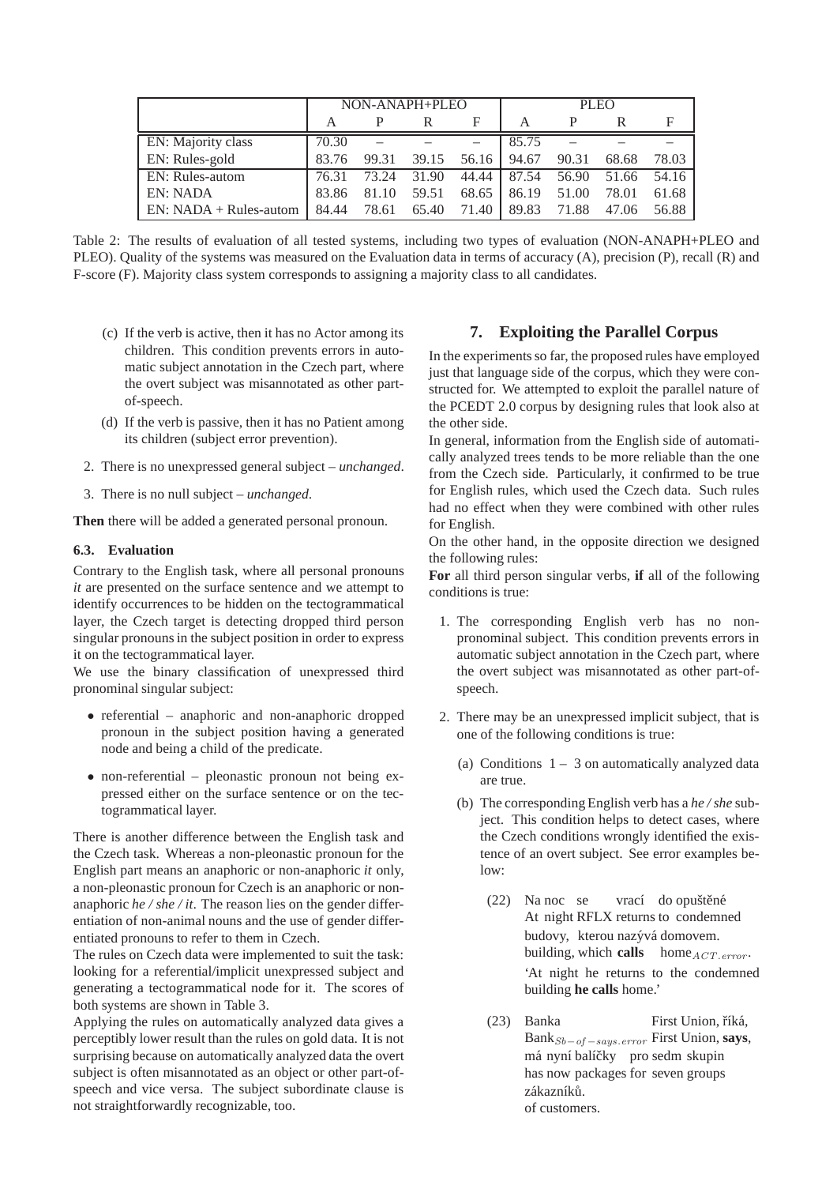|  | NON-ANAPH+PLEO |  |  |  | PLEO |  |  |  |
|---|---|---|---|---|---|---|---|---|
|  | A | P | R | F | A | P | R | F |
| EN: Majority class | 70.30 | – | – | – | 85.75 | – | – | – |
| EN: Rules-gold | 83.76 | 99.31 | 39.15 | 56.16 | 94.67 | 90.31 | 68.68 | 78.03 |
| EN: Rules-autom | 76.31 | 73.24 | 31.90 | 44.44 | 87.54 | 56.90 | 51.66 | 54.16 |
| EN: NADA | 83.86 | 81.10 | 59.51 | 68.65 | 86.19 | 51.00 | 78.01 | 61.68 |
| EN: NADA + Rules-autom | 84.44 | 78.61 | 65.40 | 71.40 | 89.83 | 71.88 | 47.06 | 56.88 |

Table 2: The results of evaluation of all tested systems, including two types of evaluation (NON-ANAPH+PLEO and PLEO). Quality of the systems was measured on the Evaluation data in terms of accuracy (A), precision (P), recall (R) and F-score (F). Majority class system corresponds to assigning a majority class to all candidates.

(c) If the verb is active, then it has no Actor among its children. This condition prevents errors in automatic subject annotation in the Czech part, where the overt subject was misannotated as other part-of-speech.

(d) If the verb is passive, then it has no Patient among its children (subject error prevention).

2. There is no unexpressed general subject – *unchanged*.

3. There is no null subject – *unchanged*.

**Then** there will be added a generated personal pronoun.

### 6.3. Evaluation

Contrary to the English task, where all personal pronouns *it* are presented on the surface sentence and we attempt to identify occurrences to be hidden on the tectogrammatical layer, the Czech target is detecting dropped third person singular pronouns in the subject position in order to express it on the tectogrammatical layer.

We use the binary classification of unexpressed third pronominal singular subject:

- referential – anaphoric and non-anaphoric dropped pronoun in the subject position having a generated node and being a child of the predicate.
- non-referential – pleonastic pronoun not being expressed either on the surface sentence or on the tectogrammatical layer.

There is another difference between the English task and the Czech task. Whereas a non-pleonastic pronoun for the English part means an anaphoric or non-anaphoric *it* only, a non-pleonastic pronoun for Czech is an anaphoric or non-anaphoric *he / she / it*. The reason lies on the gender differentiation of non-animal nouns and the use of gender differentiated pronouns to refer to them in Czech.

The rules on Czech data were implemented to suit the task: looking for a referential/implicit unexpressed subject and generating a tectogrammatical node for it. The scores of both systems are shown in Table 3.

Applying the rules on automatically analyzed data gives a perceptibly lower result than the rules on gold data. It is not surprising because on automatically analyzed data the overt subject is often misannotated as an object or other part-of-speech and vice versa. The subject subordinate clause is not straightforwardly recognizable, too.

## 7. Exploiting the Parallel Corpus

In the experiments so far, the proposed rules have employed just that language side of the corpus, which they were constructed for. We attempted to exploit the parallel nature of the PCEDT 2.0 corpus by designing rules that look also at the other side.

In general, information from the English side of automatically analyzed trees tends to be more reliable than the one from the Czech side. Particularly, it confirmed to be true for English rules, which used the Czech data. Such rules had no effect when they were combined with other rules for English.

On the other hand, in the opposite direction we designed the following rules:

**For** all third person singular verbs, **if** all of the following conditions is true:

1. The corresponding English verb has no non-pronominal subject. This condition prevents errors in automatic subject annotation in the Czech part, where the overt subject was misannotated as other part-of-speech.

2. There may be an unexpressed implicit subject, that is one of the following conditions is true:

   (a) Conditions 1 – 3 on automatically analyzed data are true.

   (b) The corresponding English verb has a *he / she* subject. This condition helps to detect cases, where the Czech conditions wrongly identified the existence of an overt subject. See error examples below:

   (22) Na noc se vrací do opuštěné
   At night RFLX returns to condemned
   budovy, kterou nazývá domovem.
   building, which **calls** home$_{ACT.error}$.
   'At night he returns to the condemned building **he calls** home.'

   (23) Banka First Union, říká,
   Bank$_{Sb-of-says.error}$ First Union, **says**,
   má nyní balíčky pro sedm skupin
   has now packages for seven groups
   zákazníků.
   of customers.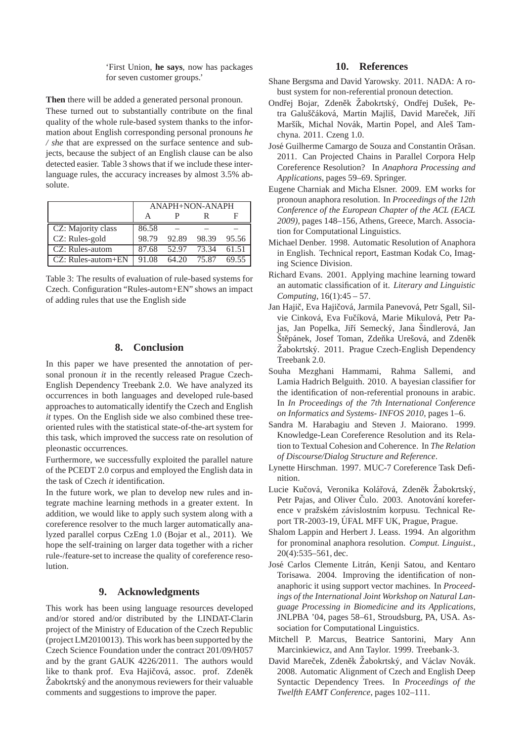'First Union, **he says**, now has packages for seven customer groups.'

**Then** there will be added a generated personal pronoun.

These turned out to substantially contribute on the final quality of the whole rule-based system thanks to the information about English corresponding personal pronouns *he / she* that are expressed on the surface sentence and subjects, because the subject of an English clause can be also detected easier. Table 3 shows that if we include these interlanguage rules, the accuracy increases by almost 3.5% absolute.

| | ANAPH+NON-ANAPH | | | |
|---|---|---|---|---|
| | A | P | R | F |
| CZ: Majority class | 86.58 | – | – | – |
| CZ: Rules-gold | 98.79 | 92.89 | 98.39 | 95.56 |
| CZ: Rules-autom | 87.68 | 52.97 | 73.34 | 61.51 |
| CZ: Rules-autom+EN | 91.08 | 64.20 | 75.87 | 69.55 |

Table 3: The results of evaluation of rule-based systems for Czech. Configuration "Rules-autom+EN" shows an impact of adding rules that use the English side

## 8. Conclusion

In this paper we have presented the annotation of personal pronoun *it* in the recently released Prague Czech-English Dependency Treebank 2.0. We have analyzed its occurrences in both languages and developed rule-based approaches to automatically identify the Czech and English *it* types. On the English side we also combined these tree-oriented rules with the statistical state-of-the-art system for this task, which improved the success rate on resolution of pleonastic occurrences.

Furthermore, we successfully exploited the parallel nature of the PCEDT 2.0 corpus and employed the English data in the task of Czech *it* identification.

In the future work, we plan to develop new rules and integrate machine learning methods in a greater extent. In addition, we would like to apply such system along with a coreference resolver to the much larger automatically analyzed parallel corpus CzEng 1.0 (Bojar et al., 2011). We hope the self-training on larger data together with a richer rule-/feature-set to increase the quality of coreference resolution.

## 9. Acknowledgments

This work has been using language resources developed and/or stored and/or distributed by the LINDAT-Clarin project of the Ministry of Education of the Czech Republic (project LM2010013). This work has been supported by the Czech Science Foundation under the contract 201/09/H057 and by the grant GAUK 4226/2011. The authors would like to thank prof. Eva Hajičová, assoc. prof. Zdeněk Žabokrtský and the anonymous reviewers for their valuable comments and suggestions to improve the paper.

## 10. References

Shane Bergsma and David Yarowsky. 2011. NADA: A robust system for non-referential pronoun detection.

Ondřej Bojar, Zdeněk Žabokrtský, Ondřej Dušek, Petra Galuščáková, Martin Majliš, David Mareček, Jiří Maršík, Michal Novák, Martin Popel, and Aleš Tamchyna. 2011. Czeng 1.0.

José Guilherme Camargo de Souza and Constantin Orăsan. 2011. Can Projected Chains in Parallel Corpora Help Coreference Resolution? In *Anaphora Processing and Applications*, pages 59–69. Springer.

Eugene Charniak and Micha Elsner. 2009. EM works for pronoun anaphora resolution. In *Proceedings of the 12th Conference of the European Chapter of the ACL (EACL 2009)*, pages 148–156, Athens, Greece, March. Association for Computational Linguistics.

Michael Denber. 1998. Automatic Resolution of Anaphora in English. Technical report, Eastman Kodak Co, Imaging Science Division.

Richard Evans. 2001. Applying machine learning toward an automatic classification of it. *Literary and Linguistic Computing*, 16(1):45 – 57.

Jan Hajič, Eva Hajičová, Jarmila Panevová, Petr Sgall, Silvie Cinková, Eva Fučíková, Marie Mikulová, Petr Pajas, Jan Popelka, Jiří Semecký, Jana Šindlerová, Jan Štěpánek, Josef Toman, Zdeňka Urešová, and Zdeněk Žabokrtský. 2011. Prague Czech-English Dependency Treebank 2.0.

Souha Mezghani Hammami, Rahma Sallemi, and Lamia Hadrich Belguith. 2010. A bayesian classifier for the identification of non-referential pronouns in arabic. In *In Proceedings of the 7th International Conference on Informatics and Systems- INFOS 2010*, pages 1–6.

Sandra M. Harabagiu and Steven J. Maiorano. 1999. Knowledge-Lean Coreference Resolution and its Relation to Textual Cohesion and Coherence. In *The Relation of Discourse/Dialog Structure and Reference*.

Lynette Hirschman. 1997. MUC-7 Coreference Task Definition.

Lucie Kučová, Veronika Kolářová, Zdeněk Žabokrtský, Petr Pajas, and Oliver Čulo. 2003. Anotování koreference v pražském závislostním korpusu. Technical Report TR-2003-19, ÚFAL MFF UK, Prague, Prague.

Shalom Lappin and Herbert J. Leass. 1994. An algorithm for pronominal anaphora resolution. *Comput. Linguist.*, 20(4):535–561, dec.

José Carlos Clemente Litrán, Kenji Satou, and Kentaro Torisawa. 2004. Improving the identification of non-anaphoric it using support vector machines. In *Proceedings of the International Joint Workshop on Natural Language Processing in Biomedicine and its Applications*, JNLPBA '04, pages 58–61, Stroudsburg, PA, USA. Association for Computational Linguistics.

Mitchell P. Marcus, Beatrice Santorini, Mary Ann Marcinkiewicz, and Ann Taylor. 1999. Treebank-3.

David Mareček, Zdeněk Žabokrtský, and Václav Novák. 2008. Automatic Alignment of Czech and English Deep Syntactic Dependency Trees. In *Proceedings of the Twelfth EAMT Conference*, pages 102–111.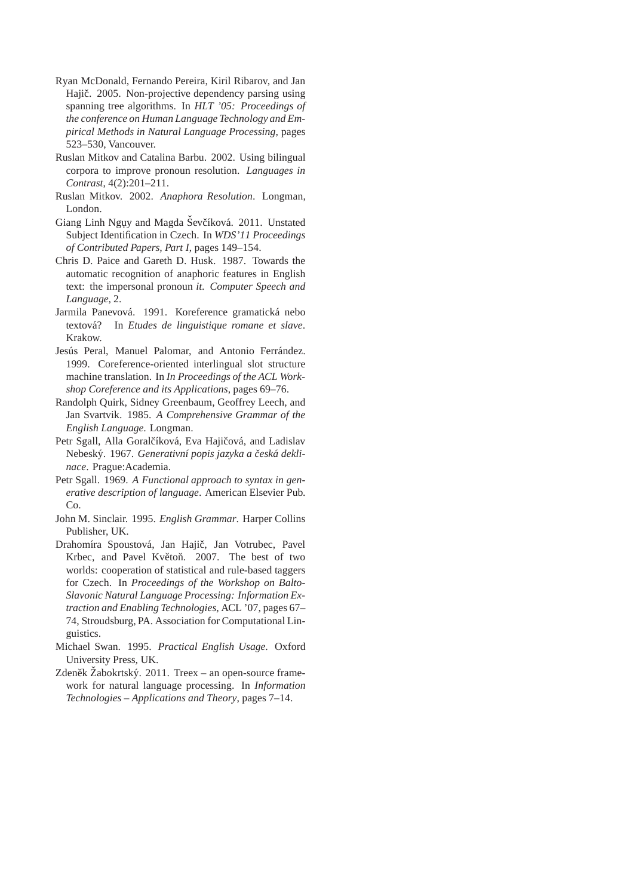Ryan McDonald, Fernando Pereira, Kiril Ribarov, and Jan Hajič. 2005. Non-projective dependency parsing using spanning tree algorithms. In *HLT '05: Proceedings of the conference on Human Language Technology and Empirical Methods in Natural Language Processing*, pages 523–530, Vancouver.

Ruslan Mitkov and Catalina Barbu. 2002. Using bilingual corpora to improve pronoun resolution. *Languages in Contrast*, 4(2):201–211.

Ruslan Mitkov. 2002. *Anaphora Resolution*. Longman, London.

Giang Linh Nguy and Magda Ševčíková. 2011. Unstated Subject Identification in Czech. In *WDS'11 Proceedings of Contributed Papers, Part I*, pages 149–154.

Chris D. Paice and Gareth D. Husk. 1987. Towards the automatic recognition of anaphoric features in English text: the impersonal pronoun *it*. *Computer Speech and Language*, 2.

Jarmila Panevová. 1991. Koreference gramatická nebo textová? In *Etudes de linguistique romane et slave*. Krakow.

Jesús Peral, Manuel Palomar, and Antonio Ferrández. 1999. Coreference-oriented interlingual slot structure machine translation. In *In Proceedings of the ACL Workshop Coreference and its Applications*, pages 69–76.

Randolph Quirk, Sidney Greenbaum, Geoffrey Leech, and Jan Svartvik. 1985. *A Comprehensive Grammar of the English Language*. Longman.

Petr Sgall, Alla Goralčíková, Eva Hajičová, and Ladislav Nebeský. 1967. *Generativní popis jazyka a česká deklinace*. Prague:Academia.

Petr Sgall. 1969. *A Functional approach to syntax in generative description of language*. American Elsevier Pub. Co.

John M. Sinclair. 1995. *English Grammar*. Harper Collins Publisher, UK.

Drahomíra Spoustová, Jan Hajič, Jan Votrubec, Pavel Krbec, and Pavel Květoň. 2007. The best of two worlds: cooperation of statistical and rule-based taggers for Czech. In *Proceedings of the Workshop on Balto-Slavonic Natural Language Processing: Information Extraction and Enabling Technologies*, ACL '07, pages 67–74, Stroudsburg, PA. Association for Computational Linguistics.

Michael Swan. 1995. *Practical English Usage*. Oxford University Press, UK.

Zdeněk Žabokrtský. 2011. Treex – an open-source framework for natural language processing. In *Information Technologies – Applications and Theory*, pages 7–14.